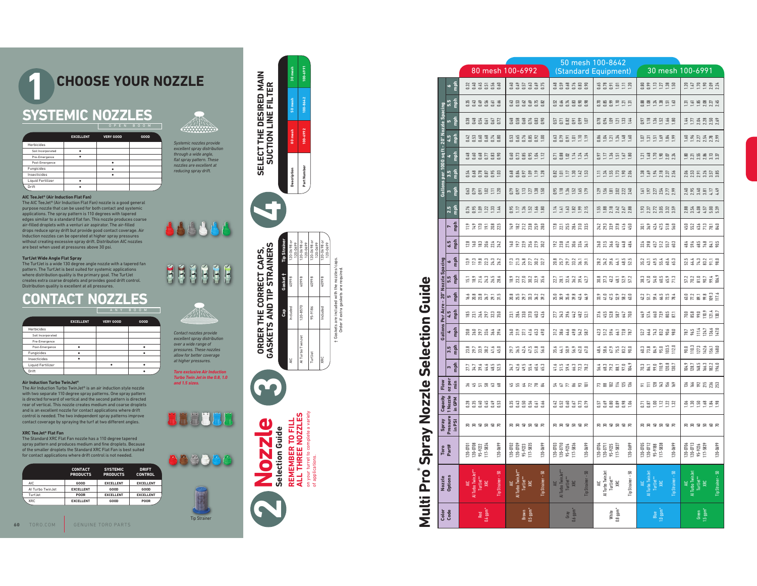# 1 CHOOSE YOUR NOZZLE

## SYSTEMIC NOZZLES

OPEN BOOM

| | EXCELLENT | VERY GOOD | GOOD |
|---|---|---|---|
| Herbicides | | | |
| Soil Incorporated | • | | |
| Pre-Emergence | • | | |
| Post-Emergence | | • | |
| Fungicides | | • | |
| Insecticides | | • | |
| Liquid Fertilizer | • | | |
| Drift | • | | |

*Systemic nozzles provide excellent spray distribution through a wide angle, flat spray pattern. These nozzles are excellent at reducing spray drift.*

**AIC TeeJet® (Air Induction Flat Fan)**

The AIC TeeJet® (Air Induction Flat Fan) nozzle is a good general purpose nozzle that can be used for both contact and systemic applications. The spray pattern is 110 degrees with tapered edges similar to a standard flat fan. This nozzle produces coarse air-filled droplets with a venturi air aspirator. The air-filled drops reduce spray drift but provide good contact coverage. Air Induction nozzles can be operated at higher spray pressures without creating excessive spray drift. Distribution AIC nozzles are best when used at pressures above 30 psi.

**TurfJet Wide Angle Flat Spray**

The TurfJet is a wide 130 degree angle nozzle with a tapered fan pattern. The TurfJet is best suited for systemic applications where distribution quality is the primary goal. The TurfJet creates extra coarse droplets and provides good drift control. Distribution quality is excellent at all pressures.

## CONTACT NOZZLES

ANY BOOM

| | EXCELLENT | VERY GOOD | GOOD |
|---|---|---|---|
| Herbicides | | | |
| Soil Incorporated | | | |
| Pre-Emergence | | | |
| Post-Emergence | • | | • |
| Fungicides | • | | • |
| Insecticides | • | | |
| Liquid Fertilizer | | • | • |
| Drift | | | • |

*Contact nozzles provide excellent spray distribution over a wide range of pressures. These nozzles allow for better coverage at higher pressures.*

*Toro exclusive Air Induction Turbo Twin Jet in the 0.8, 1.0 and 1.5 sizes.*

**Air Induction Turbo TwinJet®**

The Air Induction Turbo TwinJet® is an air induction style nozzle with two separate 110 degree spray patterns. One spray pattern is directed forward of vertical and the second pattern is directed rear of vertical. This nozzle creates medium and coarse droplets and is an excellent nozzle for contact applications where drift control is needed. The two independent spray patterns improve contact coverage by spraying the turf at two different angles.

**XRC TeeJet® Flat Fan**

The Standard XRC Flat Fan nozzle has a 110 degree tapered spray pattern and produces medium and fine droplets. Because of the smaller droplets the Standard XRC Flat Fan is best suited for contact applications where drift control is not needed.

| | CONTACT PRODUCTS | SYSTEMIC PRODUCTS | DRIFT CONTROL |
|---|---|---|---|
| AIC | GOOD | EXCELLENT | EXCELLENT |
| AI Turbo TwinJet | EXCELLENT | GOOD | GOOD |
| TurfJet | POOR | EXCELLENT | EXCELLENT |
| XRC | EXCELLENT | GOOD | POOR |

Tip Strainer

# 2 Nozzle Selection Guide

**REMEMBER TO FILL ALL THREE NOZZLES** on your turret to complete a variety of applications.

# 3 ORDER THE CORRECT CAPS, GASKETS AND TIP STRAINERS

| | Cap | Gasket † | Tip Strainer |
|---|---|---|---|
| AIC | Included | 40998 | 120-0698 or 120-0699 |
| AI Turbo TwinJet | 120-8570 | 40998 | 120-0698 or 120-0699 |
| TurfJet | 95-9186 | 40998 | 120-0698 or 120-0699 |
| XRC | Included | 40998 | 120-0698 or 120-0699 |

† Gaskets are included with the nozzles/caps. Order if extra gaskets are required.

# 4 SELECT THE DESIRED MAIN SUCTION LINE FILTER

| Description | 80 mesh | 50 mesh | 30 mesh |
|---|---|---|---|
| Part Number | 100-6992 | 100-8642 | 100-6991 |

# Multi Pro® Spray Nozzle Selection Guide

| Filter | Color Code | Nozzle Options | Toro Part# | Spray Pressure in PSI | Capacity 1 Nozzle in GPM | Flow oz per min | Gallons Per Acre – 20" Nozzle Spacing | | | | | | | | | Gallons per 1000 sq ft – 20" Nozzle Spacing | | | | | | | |
|---|---|---|---|---|---|---|---|---|---|---|---|---|---|---|---|---|---|---|---|---|---|---|---|
| | | | | | | | 3 mph | 3.5 mph | 4 mph | 4.5 mph | 5 mph | 5.5 mph | 6 mph | 6.5 mph | 7 mph | 2.5 mph | 3 mph | 3.5 mph | 4 mph | 4.5 mph | 5 mph | 5.5 mph | 6 mph |
| 80 mesh 100-6992 | Red 0.4 gpm* | AIC | 120-0701 | 20 | 0.28 | 36 | 27.7 | 23.8 | 20.8 | 18.5 | 16.6 | 15.1 | 13.9 | 12.8 | 11.9 | 0.76 | 0.63 | 0.54 | 0.48 | 0.42 | 0.38 | 0.35 | 0.32 |
| | | AI Turbo TwinJet** | 120-0708 | 30 | 0.35 | 45 | 34.7 | 29.7 | 26.0 | 23.1 | 20.8 | 18.9 | 17.3 | 16.0 | 14.9 | 0.95 | 0.79 | 0.68 | 0.60 | 0.53 | 0.48 | 0.43 | 0.40 |
| | | TurfJet** | 95-9222 | 40 | 0.40 | 51 | 39.6 | 33.9 | 29.7 | 26.4 | 23.8 | 21.6 | 19.8 | 18.3 | 17.0 | 1.09 | 0.91 | 0.78 | 0.68 | 0.60 | 0.54 | 0.49 | 0.45 |
| | | XRC | 117-5834 | 50 | 0.45 | 58 | 44.6 | 38.2 | 33.4 | 29.7 | 26.7 | 24.3 | 22.3 | 20.6 | 19.1 | 1.22 | 1.02 | 0.87 | 0.77 | 0.68 | 0.61 | 0.56 | 0.51 |
| | | | | 60 | 0.49 | 63 | 48.5 | 41.6 | 36.4 | 32.3 | 29.1 | 26.5 | 24.3 | 22.4 | 20.8 | 1.33 | 1.11 | 0.95 | 0.83 | 0.74 | 0.67 | 0.61 | 0.56 |
| | | Tip Strainer – 50 | 120-0699 | 70 | 0.53 | 68 | 52.5 | 45.0 | 39.4 | 35.0 | 31.5 | 28.6 | 26.2 | 24.2 | 22.5 | 1.44 | 1.20 | 1.03 | 0.90 | 0.80 | 0.72 | 0.66 | 0.60 |
| 80 mesh 100-6992 | Brown 0.5 gpm* | AIC | 120-0702 | 20 | 0.35 | 45 | 34.7 | 29.7 | 26.0 | 23.1 | 20.8 | 18.9 | 17.3 | 16.0 | 14.9 | 0.95 | 0.79 | 0.68 | 0.60 | 0.53 | 0.48 | 0.43 | 0.40 |
| | | AI Turbo TwinJet** | 120-0709 | 30 | 0.43 | 55 | 42.6 | 36.5 | 31.9 | 28.4 | 25.5 | 23.2 | 21.3 | 19.6 | 18.2 | 1.17 | 0.97 | 0.84 | 0.73 | 0.65 | 0.58 | 0.53 | 0.49 |
| | | TurfJet** | 95-9223 | 40 | 0.50 | 64 | 49.5 | 42.4 | 37.1 | 33.0 | 29.7 | 27.0 | 24.8 | 22.8 | 21.2 | 1.36 | 1.13 | 0.97 | 0.85 | 0.76 | 0.68 | 0.62 | 0.57 |
| | | XRC | 117-5835 | 50 | 0.56 | 72 | 55.4 | 47.5 | 41.6 | 37.0 | 33.3 | 30.2 | 27.7 | 25.6 | 23.8 | 1.52 | 1.27 | 1.09 | 0.95 | 0.85 | 0.76 | 0.69 | 0.63 |
| | | | | 60 | 0.61 | 78 | 60.4 | 51.8 | 45.3 | 40.3 | 36.2 | 32.9 | 30.2 | 27.9 | 25.9 | 1.66 | 1.38 | 1.19 | 1.04 | 0.92 | 0.83 | 0.75 | 0.69 |
| | | Tip Strainer – 50 | 120-0699 | 70 | 0.66 | 84 | 65.3 | 56.0 | 49.0 | 43.6 | 39.2 | 35.6 | 32.7 | 30.2 | 28.0 | 1.80 | 1.50 | 1.28 | 1.12 | 1.00 | 0.90 | 0.82 | 0.75 |
| 50 mesh 100-8642 (Standard Equipment) | Gray 0.6 gpm* | AIC | 120-0703 | 20 | 0.42 | 54 | 41.6 | 35.6 | 31.2 | 27.7 | 25.0 | 22.7 | 20.8 | 19.2 | 17.8 | 1.14 | 0.95 | 0.82 | 0.71 | 0.63 | 0.57 | 0.52 | 0.48 |
| | | AI Turbo TwinJet** | 120-0710 | 30 | 0.52 | 67 | 51.5 | 44.1 | 38.6 | 34.3 | 30.9 | 28.1 | 25.7 | 23.8 | 22.1 | 1.41 | 1.18 | 1.01 | 0.88 | 0.79 | 0.71 | 0.64 | 0.59 |
| | | TurfJet** | 95-9224 | 40 | 0.60 | 77 | 59.4 | 50.9 | 44.6 | 39.6 | 35.6 | 32.4 | 29.7 | 27.4 | 25.5 | 1.63 | 1.36 | 1.17 | 1.02 | 0.91 | 0.82 | 0.74 | 0.68 |
| | | XRC | 117-5836 | 50 | 0.67 | 86 | 66.3 | 56.9 | 49.8 | 44.2 | 39.8 | 36.2 | 33.2 | 30.6 | 28.4 | 1.82 | 1.52 | 1.30 | 1.14 | 1.01 | 0.91 | 0.83 | 0.76 |
| | | | | 60 | 0.73 | 93 | 72.3 | 62.0 | 54.2 | 48.2 | 43.4 | 39.4 | 36.1 | 33.4 | 31.0 | 1.99 | 1.65 | 1.42 | 1.24 | 1.10 | 0.99 | 0.90 | 0.83 |
| | | Tip Strainer – 50 | 120-0699 | 70 | 0.79 | 101 | 78.2 | 67.0 | 58.7 | 52.1 | 46.9 | 42.7 | 39.1 | 36.1 | 33.5 | 2.15 | 1.79 | 1.54 | 1.34 | 1.19 | 1.07 | 0.98 | 0.90 |
| 50 mesh 100-8642 (Standard Equipment) | White 0.8 gpm* | AIC | 120-0704 | 20 | 0.57 | 73 | 56.4 | 48.4 | 42.3 | 37.6 | 33.9 | 30.8 | 28.2 | 26.0 | 24.2 | 1.55 | 1.29 | 1.11 | 0.97 | 0.86 | 0.78 | 0.70 | 0.65 |
| | | AI Turbo TwinJet | 120-0711 | 30 | 0.69 | 88 | 68.3 | 58.6 | 51.2 | 45.5 | 41.0 | 37.3 | 34.2 | 31.5 | 29.3 | 1.88 | 1.56 | 1.34 | 1.17 | 1.04 | 0.94 | 0.85 | 0.78 |
| | | TurfJet** | 95-9225 | 40 | 0.80 | 102 | 79.2 | 67.9 | 59.4 | 52.8 | 47.5 | 43.2 | 39.6 | 36.6 | 33.9 | 2.18 | 1.81 | 1.55 | 1.36 | 1.21 | 1.09 | 0.99 | 0.91 |
| | | XRC | 117-5837 | 50 | 0.89 | 114 | 88.1 | 75.5 | 66.1 | 58.7 | 52.9 | 48.1 | 44.1 | 40.7 | 37.8 | 2.42 | 2.02 | 1.73 | 1.51 | 1.34 | 1.21 | 1.10 | 1.01 |
| | | | | 60 | 0.98 | 125 | 97.0 | 83.2 | 72.8 | 64.7 | 58.2 | 52.9 | 48.5 | 44.8 | 41.6 | 2.67 | 2.22 | 1.91 | 1.67 | 1.48 | 1.33 | 1.21 | 1.11 |
| | | Tip Strainer – 50 | 120-0699 | 70 | 1.06 | 136 | 104.9 | 90.0 | 78.7 | 70.0 | 63.0 | 57.2 | 52.5 | 48.4 | 45.0 | 2.88 | 2.40 | 2.06 | 1.80 | 1.60 | 1.44 | 1.31 | 1.20 |
| 30 mesh 100-6991 | Blue 1.0 gpm* | AIC | 120-0705 | 20 | 0.71 | 91 | 70.3 | 60.3 | 52.7 | 46.9 | 42.2 | 38.3 | 35.2 | 32.4 | 30.1 | 1.93 | 1.61 | 1.38 | 1.21 | 1.07 | 0.97 | 0.88 | 0.80 |
| | | AI Turbo TwinJet | 120-0712 | 30 | 0.87 | 111 | 86.1 | 73.8 | 64.6 | 57.4 | 51.7 | 47.0 | 43.1 | 39.8 | 36.9 | 2.37 | 1.97 | 1.69 | 1.48 | 1.31 | 1.18 | 1.08 | 0.99 |
| | | TurfJet** | 95-9188 | 40 | 1.00 | 128 | 99.0 | 84.9 | 74.3 | 66.0 | 59.4 | 54.0 | 49.5 | 45.7 | 42.4 | 2.72 | 2.27 | 1.94 | 1.70 | 1.51 | 1.36 | 1.24 | 1.13 |
| | | XRC | 117-5838 | 50 | 1.12 | 143 | 110.9 | 95.0 | 83.2 | 73.9 | 66.5 | 60.5 | 55.4 | 51.2 | 47.5 | 3.05 | 2.54 | 2.18 | 1.90 | 1.69 | 1.52 | 1.38 | 1.27 |
| | | | | 60 | 1.22 | 156 | 120.8 | 103.5 | 90.6 | 80.5 | 72.5 | 65.9 | 60.4 | 55.7 | 51.8 | 3.32 | 2.77 | 2.37 | 2.07 | 1.84 | 1.66 | 1.51 | 1.38 |
| | | Tip Strainer – 50 | 120-0699 | 70 | 1.32 | 169 | 130.7 | 112.0 | 98.0 | 87.1 | 78.4 | 71.3 | 65.3 | 60.3 | 56.0 | 3.59 | 2.99 | 2.56 | 2.24 | 1.99 | 1.80 | 1.63 | 1.50 |
| 30 mesh 100-6991 | Green 1.5 gpm* | AIC | 120-0706 | 20 | 1.06 | 136 | 104.9 | 90.0 | 78.7 | 70.0 | 63.0 | 57.2 | 52.5 | 48.4 | 45.0 | 2.88 | 2.40 | 2.06 | 1.80 | 1.60 | 1.44 | 1.31 | 1.20 |
| | | AI Turbo TwinJet | 120-0713 | 30 | 1.30 | 166 | 128.7 | 110.3 | 96.5 | 85.8 | 77.2 | 70.2 | 64.4 | 59.4 | 55.2 | 3.54 | 2.95 | 2.53 | 2.21 | 1.96 | 1.77 | 1.61 | 1.47 |
| | | TurfJet** | 95-9226 | 40 | 1.50 | 192 | 148.5 | 127.3 | 111.4 | 99.0 | 89.1 | 81.0 | 74.3 | 68.5 | 63.6 | 4.08 | 3.40 | 2.91 | 2.55 | 2.27 | 2.04 | 1.85 | 1.70 |
| | | XRC | 117-5839 | 50 | 1.68 | 215 | 166.3 | 142.6 | 124.7 | 110.9 | 99.8 | 90.7 | 83.2 | 76.8 | 71.3 | 4.57 | 3.81 | 3.26 | 2.86 | 2.54 | 2.29 | 2.08 | 1.90 |
| | | | | 60 | 1.84 | 236 | 182.2 | 156.1 | 136.6 | 121.4 | 109.3 | 99.4 | 91.1 | 84.1 | 78.1 | 5.00 | 4.17 | 3.57 | 3.13 | 2.78 | 2.50 | 2.27 | 2.09 |
| | | Tip Strainer – 50 | 120-0699 | 70 | 1.98 | 253 | 196.0 | 168.0 | 147.0 | 130.7 | 117.6 | 106.9 | 98.0 | 90.5 | 84.0 | 5.39 | 4.49 | 3.85 | 3.37 | 2.99 | 2.69 | 2.45 | 2.24 |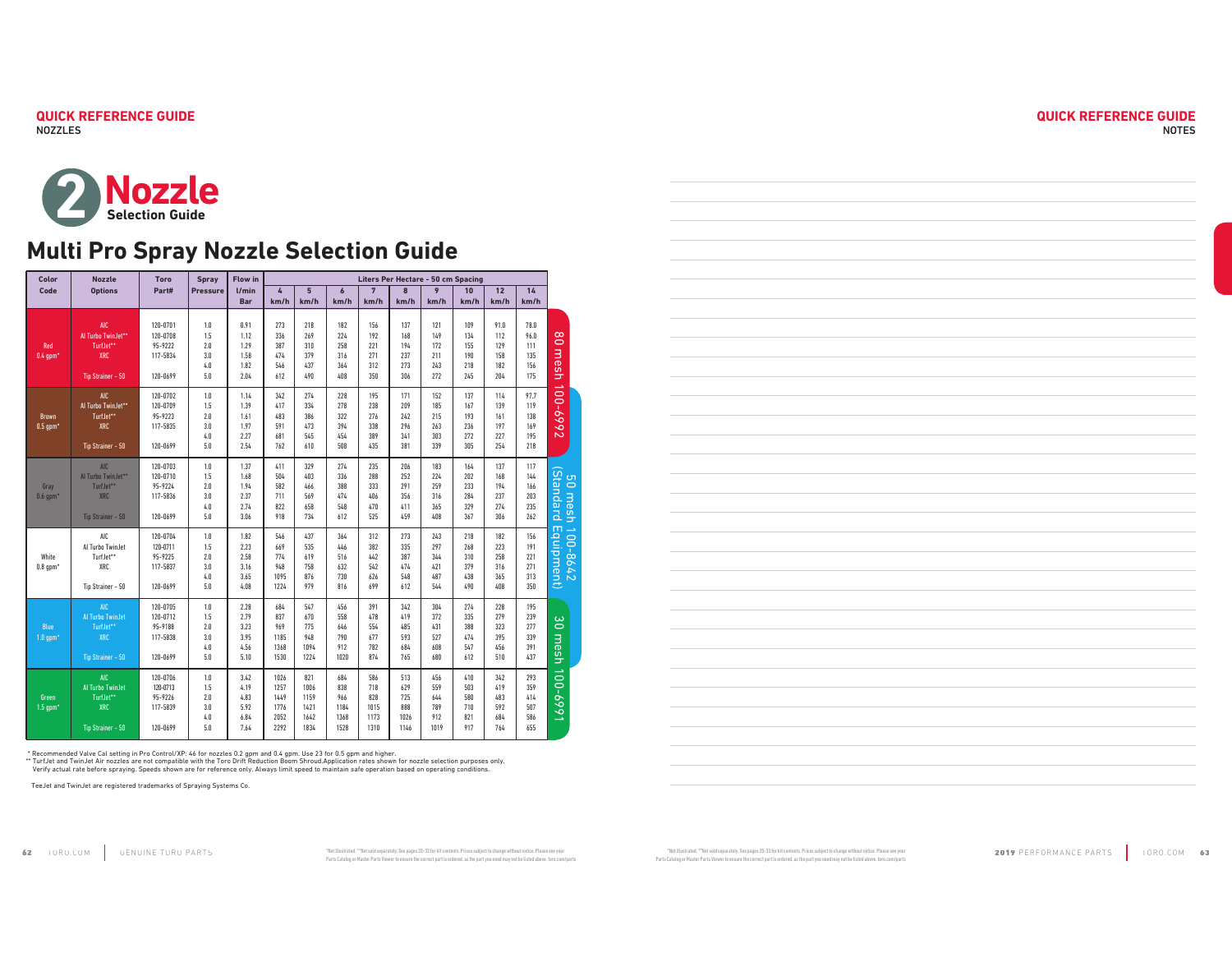QUICK REFERENCE GUIDE
NOZZLES

## 2 Nozzle Selection Guide

# Multi Pro Spray Nozzle Selection Guide

| Color Code | Nozzle Options | Toro Part# | Spray Pressure | Flow in l/min Bar | Liters Per Hectare - 50 cm Spacing | | | | | | | | |
|---|---|---|---|---|---|---|---|---|---|---|---|---|---|
| | | | | | 4 km/h | 5 km/h | 6 km/h | 7 km/h | 8 km/h | 9 km/h | 10 km/h | 12 km/h | 14 km/h |
| Red 0.4 gpm* | AIC | 120-0701 | 1.0 | 0.91 | 273 | 218 | 182 | 156 | 137 | 121 | 109 | 91.0 | 78.0 |
| | AI Turbo TwinJet** | 120-0708 | 1.5 | 1.12 | 336 | 269 | 224 | 192 | 168 | 149 | 134 | 112 | 96.0 |
| | TurfJet** | 95-9222 | 2.0 | 1.29 | 387 | 310 | 258 | 221 | 194 | 172 | 155 | 129 | 111 |
| | XRC | 117-5834 | 3.0 | 1.58 | 474 | 379 | 316 | 271 | 237 | 211 | 190 | 158 | 135 |
| | | | 4.0 | 1.82 | 546 | 437 | 364 | 312 | 273 | 243 | 218 | 182 | 156 |
| | Tip Strainer - 50 | 120-0699 | 5.0 | 2.04 | 612 | 490 | 408 | 350 | 306 | 272 | 245 | 204 | 175 |
| Brown 0.5 gpm* | AIC | 120-0702 | 1.0 | 1.14 | 342 | 274 | 228 | 195 | 171 | 152 | 137 | 114 | 97.7 |
| | AI Turbo TwinJet** | 120-0709 | 1.5 | 1.39 | 417 | 334 | 278 | 238 | 209 | 185 | 167 | 139 | 119 |
| | TurfJet** | 95-9223 | 2.0 | 1.61 | 483 | 386 | 322 | 276 | 242 | 215 | 193 | 161 | 138 |
| | XRC | 117-5835 | 3.0 | 1.97 | 591 | 473 | 394 | 338 | 296 | 263 | 236 | 197 | 169 |
| | | | 4.0 | 2.27 | 681 | 545 | 454 | 389 | 341 | 303 | 272 | 227 | 195 |
| | Tip Strainer - 50 | 120-0699 | 5.0 | 2.54 | 762 | 610 | 508 | 435 | 381 | 339 | 305 | 254 | 218 |
| Gray 0.6 gpm* | AIC | 120-0703 | 1.0 | 1.37 | 411 | 329 | 274 | 235 | 206 | 183 | 164 | 137 | 117 |
| | AI Turbo TwinJet** | 120-0710 | 1.5 | 1.68 | 504 | 403 | 336 | 288 | 252 | 224 | 202 | 168 | 144 |
| | TurfJet** | 95-9224 | 2.0 | 1.94 | 582 | 466 | 388 | 333 | 291 | 259 | 233 | 194 | 166 |
| | XRC | 117-5836 | 3.0 | 2.37 | 711 | 569 | 474 | 406 | 356 | 316 | 284 | 237 | 203 |
| | | | 4.0 | 2.74 | 822 | 658 | 548 | 470 | 411 | 365 | 329 | 274 | 235 |
| | Tip Strainer - 50 | 120-0699 | 5.0 | 3.06 | 918 | 734 | 612 | 525 | 459 | 408 | 367 | 306 | 262 |
| White 0.8 gpm* | AIC | 120-0704 | 1.0 | 1.82 | 546 | 437 | 364 | 312 | 273 | 243 | 218 | 182 | 156 |
| | AI Turbo TwinJet | 120-0711 | 1.5 | 2.23 | 669 | 535 | 446 | 382 | 335 | 297 | 268 | 223 | 191 |
| | TurfJet** | 95-9225 | 2.0 | 2.58 | 774 | 619 | 516 | 442 | 387 | 344 | 310 | 258 | 221 |
| | XRC | 117-5837 | 3.0 | 3.16 | 948 | 758 | 632 | 542 | 474 | 421 | 379 | 316 | 271 |
| | | | 4.0 | 3.65 | 1095 | 876 | 730 | 626 | 548 | 487 | 438 | 365 | 313 |
| | Tip Strainer - 50 | 120-0699 | 5.0 | 4.08 | 1224 | 979 | 816 | 699 | 612 | 544 | 490 | 408 | 350 |
| Blue 1.0 gpm* | AIC | 120-0705 | 1.0 | 2.28 | 684 | 547 | 456 | 391 | 342 | 304 | 274 | 228 | 195 |
| | AI Turbo TwinJet | 120-0712 | 1.5 | 2.79 | 837 | 670 | 558 | 478 | 419 | 372 | 335 | 279 | 239 |
| | TurfJet** | 95-9188 | 2.0 | 3.23 | 969 | 775 | 646 | 554 | 485 | 431 | 388 | 323 | 277 |
| | XRC | 117-5838 | 3.0 | 3.95 | 1185 | 948 | 790 | 677 | 593 | 527 | 474 | 395 | 339 |
| | | | 4.0 | 4.56 | 1368 | 1094 | 912 | 782 | 684 | 608 | 547 | 456 | 391 |
| | Tip Strainer - 50 | 120-0699 | 5.0 | 5.10 | 1530 | 1224 | 1020 | 874 | 765 | 680 | 612 | 510 | 437 |
| Green 1.5 gpm* | AIC | 120-0706 | 1.0 | 3.42 | 1026 | 821 | 684 | 586 | 513 | 456 | 410 | 342 | 293 |
| | AI Turbo TwinJet | 120-0713 | 1.5 | 4.19 | 1257 | 1006 | 838 | 718 | 629 | 559 | 503 | 419 | 359 |
| | TurfJet** | 95-9226 | 2.0 | 4.83 | 1449 | 1159 | 966 | 828 | 725 | 644 | 580 | 483 | 414 |
| | XRC | 117-5839 | 3.0 | 5.92 | 1776 | 1421 | 1184 | 1015 | 888 | 789 | 710 | 592 | 507 |
| | | | 4.0 | 6.84 | 2052 | 1642 | 1368 | 1173 | 1026 | 912 | 821 | 684 | 586 |
| | Tip Strainer - 50 | 120-0699 | 5.0 | 7.64 | 2292 | 1834 | 1528 | 1310 | 1146 | 1019 | 917 | 764 | 655 |

80 mesh 100-6992

50 mesh 100-8642 (Standard Equipment)

30 mesh 100-6991

\* Recommended Valve Cal setting in Pro Control/XP: 46 for nozzles 0.2 gpm and 0.4 gpm. Use 23 for 0.5 gpm and higher.
** TurfJet and TwinJet Air nozzles are not compatible with the Toro Drift Reduction Boom Shroud.Application rates shown for nozzle selection purposes only.
Verify actual rate before spraying. Speeds shown are for reference only. Always limit speed to maintain safe operation based on operating conditions.

TeeJet and TwinJet are registered trademarks of Spraying Systems Co.

QUICK REFERENCE GUIDE
NOTES